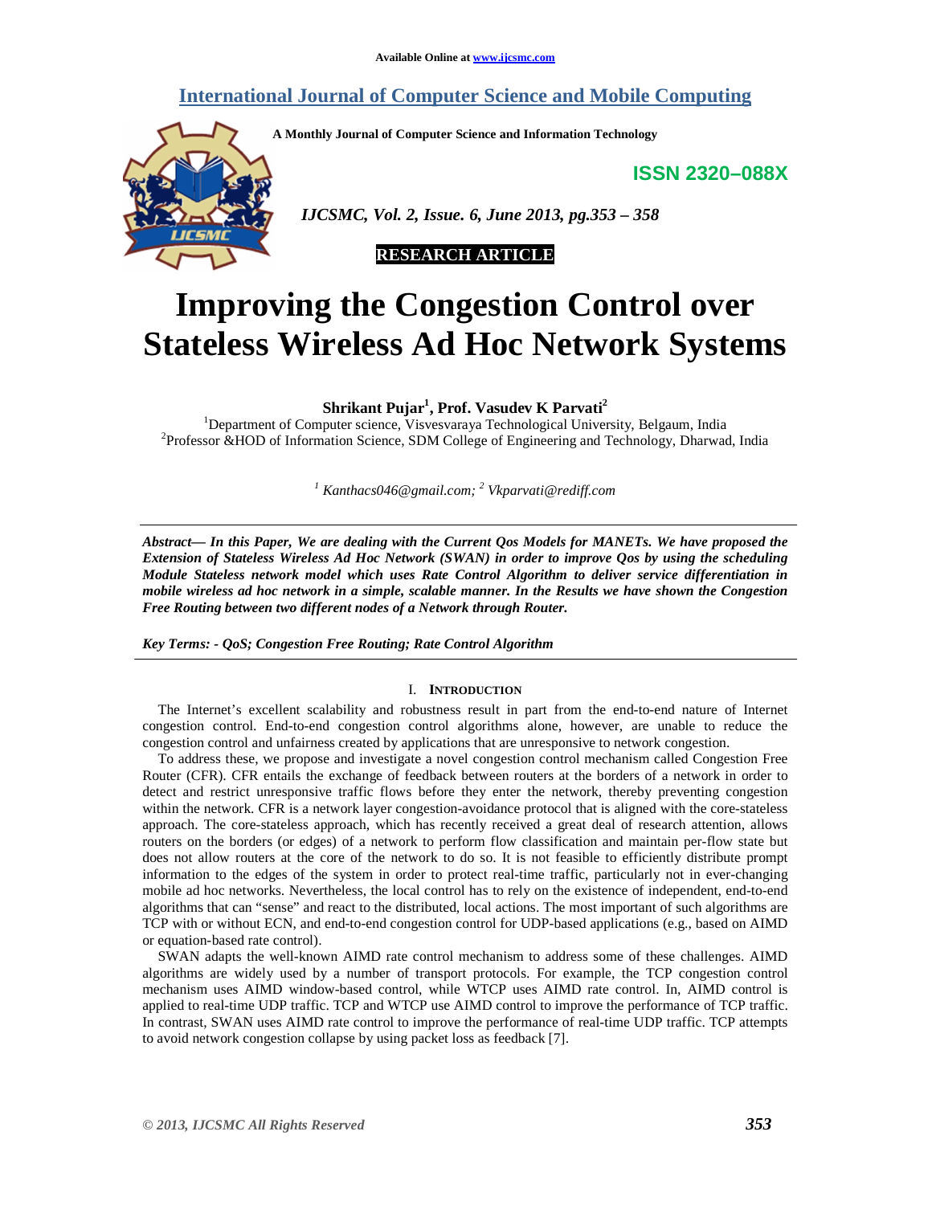Available Online at www.ijcsmc.com

# International Journal of Computer Science and Mobile Computing

**A Monthly Journal of Computer Science and Information Technology**

**ISSN 2320–088X**

*IJCSMC, Vol. 2, Issue. 6, June 2013, pg.353 – 358*

**RESEARCH ARTICLE**

# Improving the Congestion Control over Stateless Wireless Ad Hoc Network Systems

**Shrikant Pujar[1], Prof. Vasudev K Parvati[2]**

[1]Department of Computer science, Visvesvaraya Technological University, Belgaum, India
[2]Professor &HOD of Information Science, SDM College of Engineering and Technology, Dharwad, India

*[1] Kanthacs046@gmail.com; [2] Vkparvati@rediff.com*

***Abstract— In this Paper, We are dealing with the Current Qos Models for MANETs. We have proposed the Extension of Stateless Wireless Ad Hoc Network (SWAN) in order to improve Qos by using the scheduling Module Stateless network model which uses Rate Control Algorithm to deliver service differentiation in mobile wireless ad hoc network in a simple, scalable manner. In the Results we have shown the Congestion Free Routing between two different nodes of a Network through Router.***

***Key Terms: - QoS; Congestion Free Routing; Rate Control Algorithm***

## I. INTRODUCTION

The Internet's excellent scalability and robustness result in part from the end-to-end nature of Internet congestion control. End-to-end congestion control algorithms alone, however, are unable to reduce the congestion control and unfairness created by applications that are unresponsive to network congestion.

To address these, we propose and investigate a novel congestion control mechanism called Congestion Free Router (CFR). CFR entails the exchange of feedback between routers at the borders of a network in order to detect and restrict unresponsive traffic flows before they enter the network, thereby preventing congestion within the network. CFR is a network layer congestion-avoidance protocol that is aligned with the core-stateless approach. The core-stateless approach, which has recently received a great deal of research attention, allows routers on the borders (or edges) of a network to perform flow classification and maintain per-flow state but does not allow routers at the core of the network to do so. It is not feasible to efficiently distribute prompt information to the edges of the system in order to protect real-time traffic, particularly not in ever-changing mobile ad hoc networks. Nevertheless, the local control has to rely on the existence of independent, end-to-end algorithms that can "sense" and react to the distributed, local actions. The most important of such algorithms are TCP with or without ECN, and end-to-end congestion control for UDP-based applications (e.g., based on AIMD or equation-based rate control).

SWAN adapts the well-known AIMD rate control mechanism to address some of these challenges. AIMD algorithms are widely used by a number of transport protocols. For example, the TCP congestion control mechanism uses AIMD window-based control, while WTCP uses AIMD rate control. In, AIMD control is applied to real-time UDP traffic. TCP and WTCP use AIMD control to improve the performance of TCP traffic. In contrast, SWAN uses AIMD rate control to improve the performance of real-time UDP traffic. TCP attempts to avoid network congestion collapse by using packet loss as feedback [7].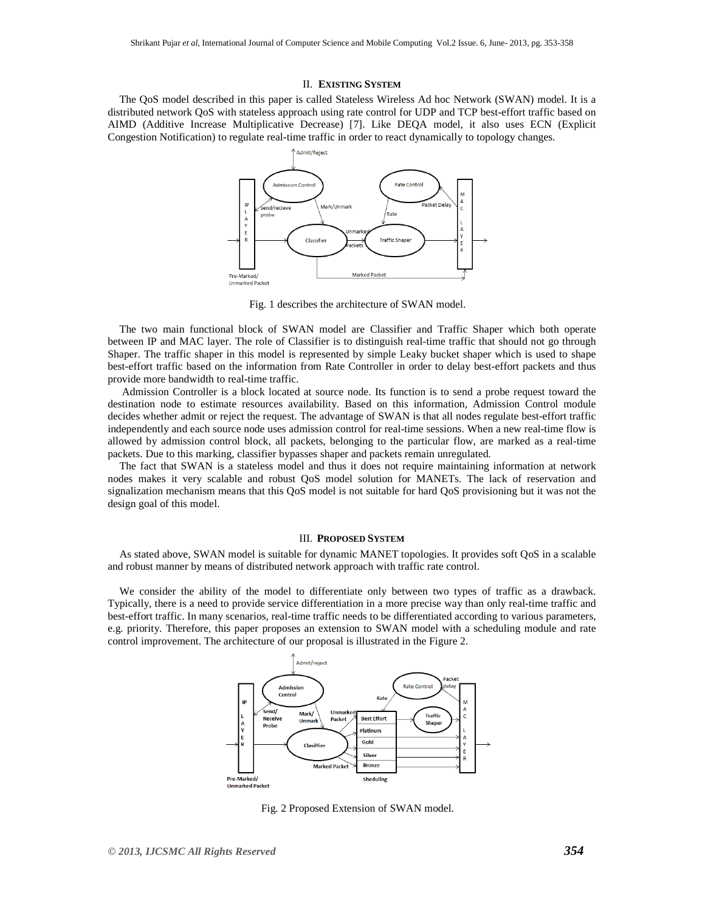## II. EXISTING SYSTEM

The QoS model described in this paper is called Stateless Wireless Ad hoc Network (SWAN) model. It is a distributed network QoS with stateless approach using rate control for UDP and TCP best-effort traffic based on AIMD (Additive Increase Multiplicative Decrease) [7]. Like DEQA model, it also uses ECN (Explicit Congestion Notification) to regulate real-time traffic in order to react dynamically to topology changes.

Admit/Reject
Admission Control
Rate Control
IP LAYER
Send/recieve probe
Mark/Unmark
Packet Delay
Rate
MAC LAYER
Classifier
Unmarked Packets
Traffic Shaper
Pre-Marked/ Unmarked Packet
Marked Packet

Fig. 1 describes the architecture of SWAN model.

The two main functional block of SWAN model are Classifier and Traffic Shaper which both operate between IP and MAC layer. The role of Classifier is to distinguish real-time traffic that should not go through Shaper. The traffic shaper in this model is represented by simple Leaky bucket shaper which is used to shape best-effort traffic based on the information from Rate Controller in order to delay best-effort packets and thus provide more bandwidth to real-time traffic.

Admission Controller is a block located at source node. Its function is to send a probe request toward the destination node to estimate resources availability. Based on this information, Admission Control module decides whether admit or reject the request. The advantage of SWAN is that all nodes regulate best-effort traffic independently and each source node uses admission control for real-time sessions. When a new real-time flow is allowed by admission control block, all packets, belonging to the particular flow, are marked as a real-time packets. Due to this marking, classifier bypasses shaper and packets remain unregulated.

The fact that SWAN is a stateless model and thus it does not require maintaining information at network nodes makes it very scalable and robust QoS model solution for MANETs. The lack of reservation and signalization mechanism means that this QoS model is not suitable for hard QoS provisioning but it was not the design goal of this model.

## III. PROPOSED SYSTEM

As stated above, SWAN model is suitable for dynamic MANET topologies. It provides soft QoS in a scalable and robust manner by means of distributed network approach with traffic rate control.

We consider the ability of the model to differentiate only between two types of traffic as a drawback. Typically, there is a need to provide service differentiation in a more precise way than only real-time traffic and best-effort traffic. In many scenarios, real-time traffic needs to be differentiated according to various parameters, e.g. priority. Therefore, this paper proposes an extension to SWAN model with a scheduling module and rate control improvement. The architecture of our proposal is illustrated in the Figure 2.

Admit/reject
Admission Control
Rate Control
Packet delay
Rate
IP LAYER
Send/ Receive Probe
Mark/ Unmark
Unmarked Packet
Best Effort
Traffic Shaper
MAC LAYER
Platinum
Gold
Clasiffier
Silver
Marked Packet
Bronze
Pre-Marked/ Unmarked Packet
Sheduling

Fig. 2 Proposed Extension of SWAN model.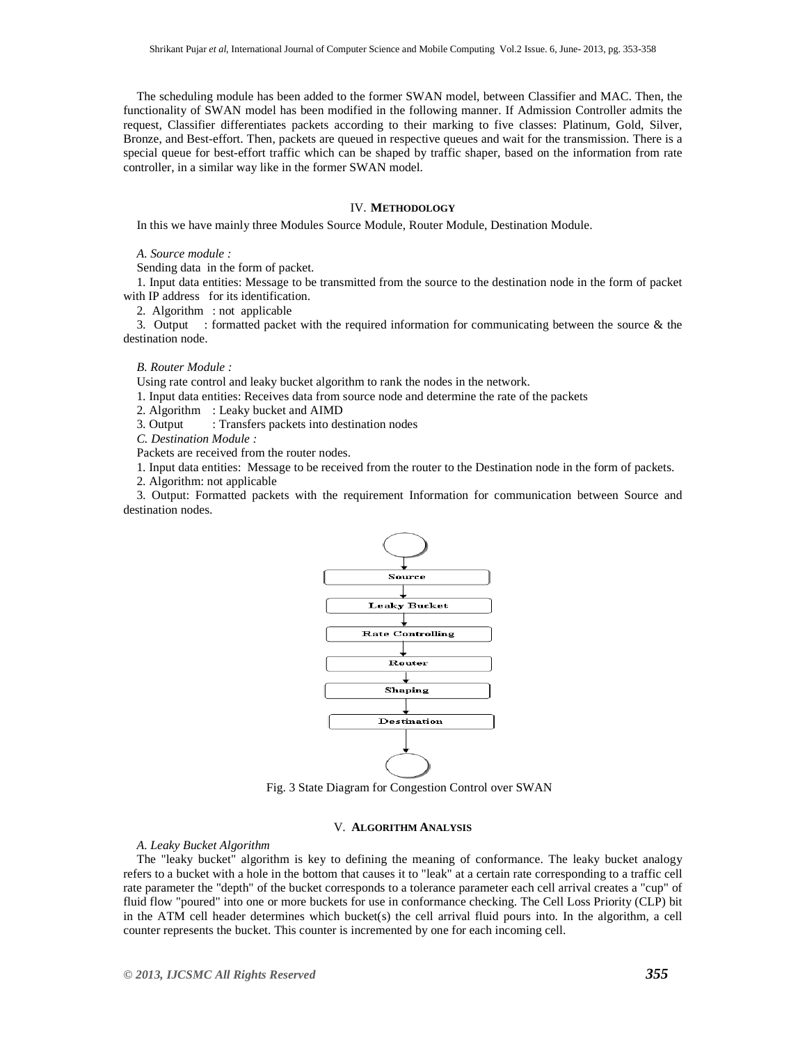The scheduling module has been added to the former SWAN model, between Classifier and MAC. Then, the functionality of SWAN model has been modified in the following manner. If Admission Controller admits the request, Classifier differentiates packets according to their marking to five classes: Platinum, Gold, Silver, Bronze, and Best-effort. Then, packets are queued in respective queues and wait for the transmission. There is a special queue for best-effort traffic which can be shaped by traffic shaper, based on the information from rate controller, in a similar way like in the former SWAN model.

## IV. Methodology

In this we have mainly three Modules Source Module, Router Module, Destination Module.

### *A. Source module :*

Sending data in the form of packet.

1. Input data entities: Message to be transmitted from the source to the destination node in the form of packet with IP address for its identification.
2. Algorithm : not applicable
3. Output : formatted packet with the required information for communicating between the source & the destination node.

### *B. Router Module :*

Using rate control and leaky bucket algorithm to rank the nodes in the network.

1. Input data entities: Receives data from source node and determine the rate of the packets
2. Algorithm : Leaky bucket and AIMD
3. Output : Transfers packets into destination nodes

### *C. Destination Module :*

Packets are received from the router nodes.

1. Input data entities: Message to be received from the router to the Destination node in the form of packets.
2. Algorithm: not applicable
3. Output: Formatted packets with the requirement Information for communication between Source and destination nodes.

Source → Leaky Bucket → Rate Controlling → Router → Shaping → Destination

Fig. 3 State Diagram for Congestion Control over SWAN

## V. Algorithm Analysis

### *A. Leaky Bucket Algorithm*

The "leaky bucket" algorithm is key to defining the meaning of conformance. The leaky bucket analogy refers to a bucket with a hole in the bottom that causes it to "leak" at a certain rate corresponding to a traffic cell rate parameter the "depth" of the bucket corresponds to a tolerance parameter each cell arrival creates a "cup" of fluid flow "poured" into one or more buckets for use in conformance checking. The Cell Loss Priority (CLP) bit in the ATM cell header determines which bucket(s) the cell arrival fluid pours into. In the algorithm, a cell counter represents the bucket. This counter is incremented by one for each incoming cell.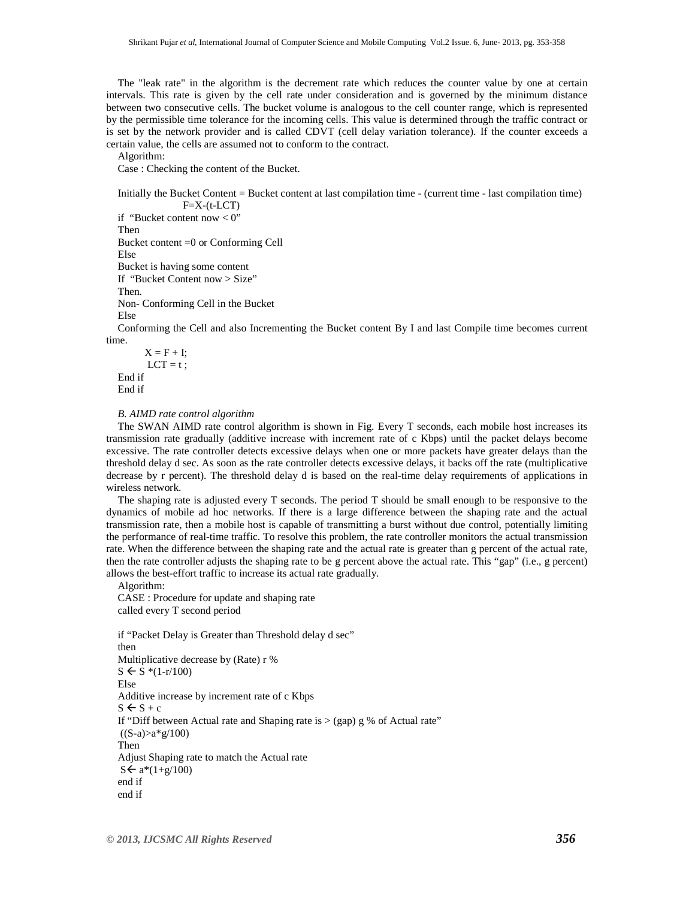The "leak rate" in the algorithm is the decrement rate which reduces the counter value by one at certain intervals. This rate is given by the cell rate under consideration and is governed by the minimum distance between two consecutive cells. The bucket volume is analogous to the cell counter range, which is represented by the permissible time tolerance for the incoming cells. This value is determined through the traffic contract or is set by the network provider and is called CDVT (cell delay variation tolerance). If the counter exceeds a certain value, the cells are assumed not to conform to the contract.

Algorithm:

Case : Checking the content of the Bucket.

```
Initially the Bucket Content = Bucket content at last compilation time - (current time - last compilation time)
                F=X-(t-LCT)
if "Bucket content now < 0"
Then
Bucket content =0 or Conforming Cell
Else
Bucket is having some content
If "Bucket Content now > Size"
Then.
Non- Conforming Cell in the Bucket
Else
Conforming the Cell and also Incrementing the Bucket content By I and last Compile time becomes current time.
        X = F + I;
        LCT = t ;
End if
End if
```

*B. AIMD rate control algorithm*

The SWAN AIMD rate control algorithm is shown in Fig. Every T seconds, each mobile host increases its transmission rate gradually (additive increase with increment rate of c Kbps) until the packet delays become excessive. The rate controller detects excessive delays when one or more packets have greater delays than the threshold delay d sec. As soon as the rate controller detects excessive delays, it backs off the rate (multiplicative decrease by r percent). The threshold delay d is based on the real-time delay requirements of applications in wireless network.

The shaping rate is adjusted every T seconds. The period T should be small enough to be responsive to the dynamics of mobile ad hoc networks. If there is a large difference between the shaping rate and the actual transmission rate, then a mobile host is capable of transmitting a burst without due control, potentially limiting the performance of real-time traffic. To resolve this problem, the rate controller monitors the actual transmission rate. When the difference between the shaping rate and the actual rate is greater than g percent of the actual rate, then the rate controller adjusts the shaping rate to be g percent above the actual rate. This "gap" (i.e., g percent) allows the best-effort traffic to increase its actual rate gradually.

Algorithm:

CASE : Procedure for update and shaping rate called every T second period

```
if "Packet Delay is Greater than Threshold delay d sec"
then
Multiplicative decrease by (Rate) r %
S ← S *(1-r/100)
Else
Additive increase by increment rate of c Kbps
S ← S + c
If "Diff between Actual rate and Shaping rate is > (gap) g % of Actual rate"
 ((S-a)>a*g/100)
Then
Adjust Shaping rate to match the Actual rate
 S← a*(1+g/100)
end if
end if
```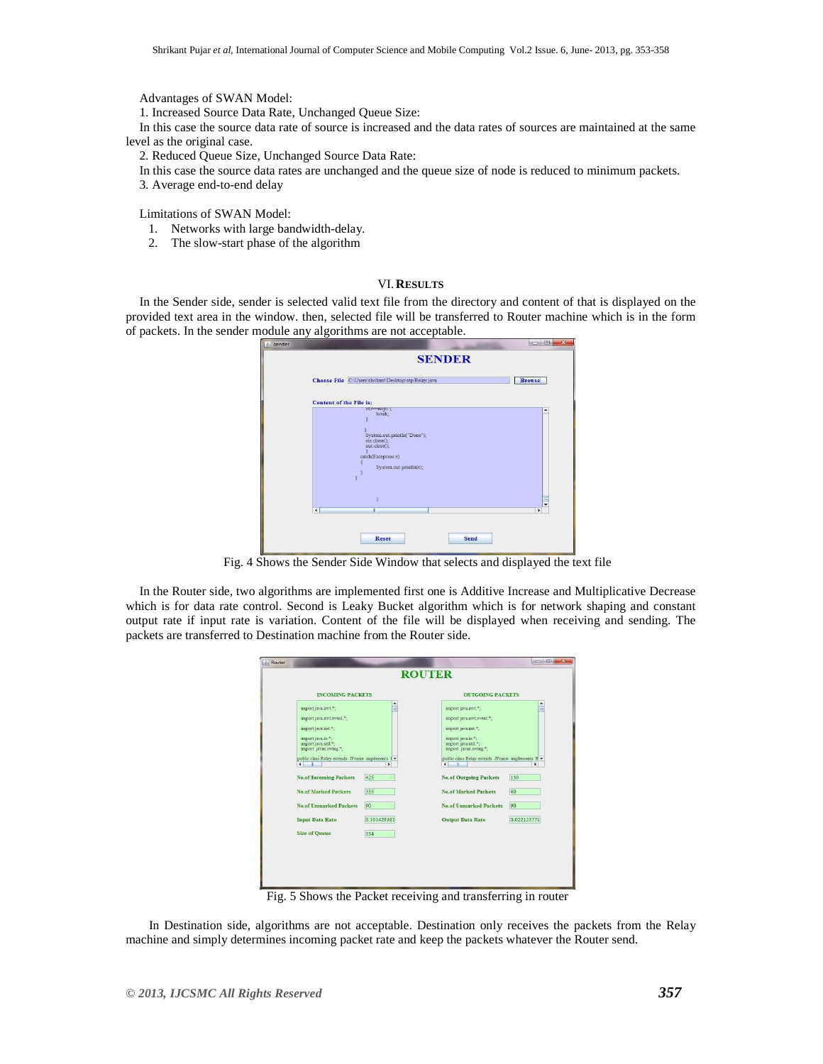Advantages of SWAN Model:

1. Increased Source Data Rate, Unchanged Queue Size:

In this case the source data rate of source is increased and the data rates of sources are maintained at the same level as the original case.

2. Reduced Queue Size, Unchanged Source Data Rate:

In this case the source data rates are unchanged and the queue size of node is reduced to minimum packets.

3. Average end-to-end delay

Limitations of SWAN Model:

1. Networks with large bandwidth-delay.
2. The slow-start phase of the algorithm

## VI. RESULTS

In the Sender side, sender is selected valid text file from the directory and content of that is displayed on the provided text area in the window. then, selected file will be transferred to Router machine which is in the form of packets. In the sender module any algorithms are not acceptable.

Fig. 4 Shows the Sender Side Window that selects and displayed the text file

In the Router side, two algorithms are implemented first one is Additive Increase and Multiplicative Decrease which is for data rate control. Second is Leaky Bucket algorithm which is for network shaping and constant output rate if input rate is variation. Content of the file will be displayed when receiving and sending. The packets are transferred to Destination machine from the Router side.

Fig. 5 Shows the Packet receiving and transferring in router

In Destination side, algorithms are not acceptable. Destination only receives the packets from the Relay machine and simply determines incoming packet rate and keep the packets whatever the Router send.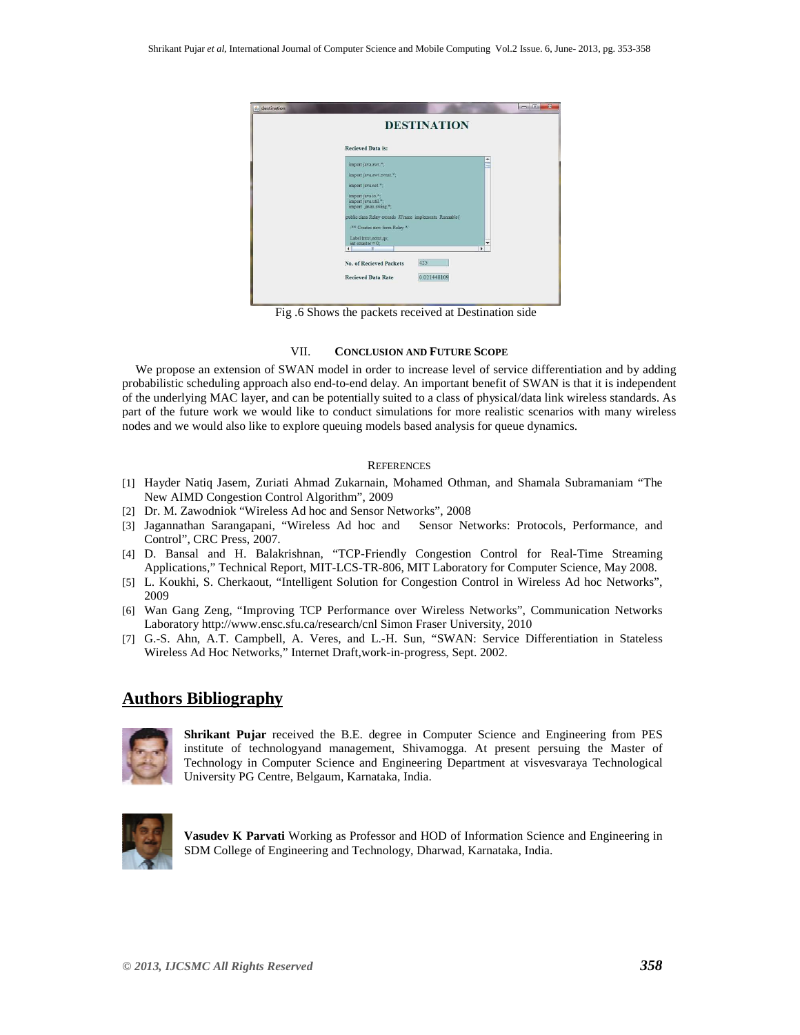Fig .6 Shows the packets received at Destination side

## VII. CONCLUSION AND FUTURE SCOPE

We propose an extension of SWAN model in order to increase level of service differentiation and by adding probabilistic scheduling approach also end-to-end delay. An important benefit of SWAN is that it is independent of the underlying MAC layer, and can be potentially suited to a class of physical/data link wireless standards. As part of the future work we would like to conduct simulations for more realistic scenarios with many wireless nodes and we would also like to explore queuing models based analysis for queue dynamics.

## REFERENCES

[1] Hayder Natiq Jasem, Zuriati Ahmad Zukarnain, Mohamed Othman, and Shamala Subramaniam "The New AIMD Congestion Control Algorithm", 2009

[2] Dr. M. Zawodniok "Wireless Ad hoc and Sensor Networks", 2008

[3] Jagannathan Sarangapani, "Wireless Ad hoc and Sensor Networks: Protocols, Performance, and Control", CRC Press, 2007.

[4] D. Bansal and H. Balakrishnan, "TCP-Friendly Congestion Control for Real-Time Streaming Applications," Technical Report, MIT-LCS-TR-806, MIT Laboratory for Computer Science, May 2008.

[5] L. Koukhi, S. Cherkaout, "Intelligent Solution for Congestion Control in Wireless Ad hoc Networks", 2009

[6] Wan Gang Zeng, "Improving TCP Performance over Wireless Networks", Communication Networks Laboratory http://www.ensc.sfu.ca/research/cnl Simon Fraser University, 2010

[7] G.-S. Ahn, A.T. Campbell, A. Veres, and L.-H. Sun, "SWAN: Service Differentiation in Stateless Wireless Ad Hoc Networks," Internet Draft,work-in-progress, Sept. 2002.

## Authors Bibliography

**Shrikant Pujar** received the B.E. degree in Computer Science and Engineering from PES institute of technologyand management, Shivamogga. At present persuing the Master of Technology in Computer Science and Engineering Department at visvesvaraya Technological University PG Centre, Belgaum, Karnataka, India.

**Vasudev K Parvati** Working as Professor and HOD of Information Science and Engineering in SDM College of Engineering and Technology, Dharwad, Karnataka, India.